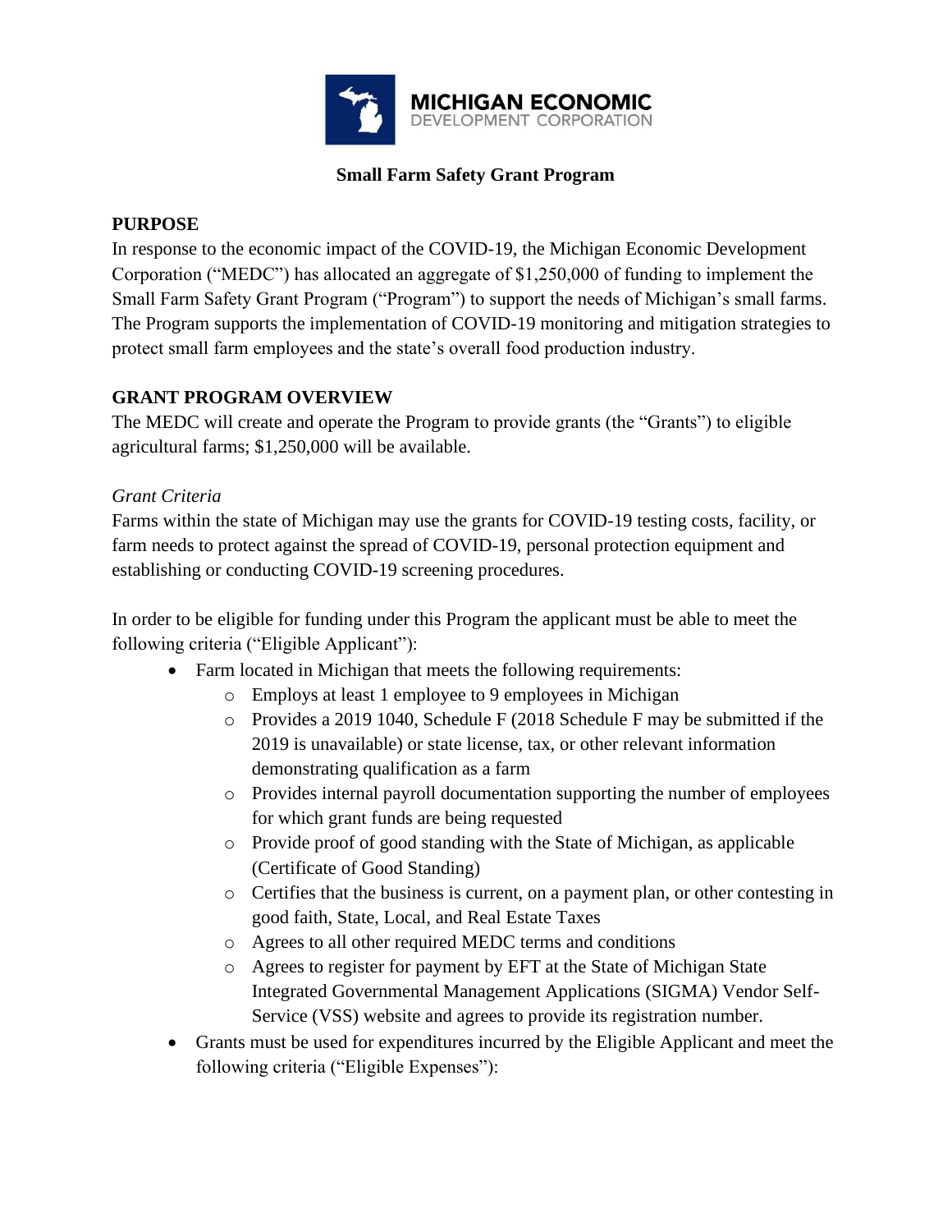MICHIGAN ECONOMIC DEVELOPMENT CORPORATION

# Small Farm Safety Grant Program

## PURPOSE

In response to the economic impact of the COVID-19, the Michigan Economic Development Corporation ("MEDC") has allocated an aggregate of $1,250,000 of funding to implement the Small Farm Safety Grant Program ("Program") to support the needs of Michigan's small farms. The Program supports the implementation of COVID-19 monitoring and mitigation strategies to protect small farm employees and the state's overall food production industry.

## GRANT PROGRAM OVERVIEW

The MEDC will create and operate the Program to provide grants (the "Grants") to eligible agricultural farms; $1,250,000 will be available.

*Grant Criteria*

Farms within the state of Michigan may use the grants for COVID-19 testing costs, facility, or farm needs to protect against the spread of COVID-19, personal protection equipment and establishing or conducting COVID-19 screening procedures.

In order to be eligible for funding under this Program the applicant must be able to meet the following criteria ("Eligible Applicant"):

- Farm located in Michigan that meets the following requirements:
  - Employs at least 1 employee to 9 employees in Michigan
  - Provides a 2019 1040, Schedule F (2018 Schedule F may be submitted if the 2019 is unavailable) or state license, tax, or other relevant information demonstrating qualification as a farm
  - Provides internal payroll documentation supporting the number of employees for which grant funds are being requested
  - Provide proof of good standing with the State of Michigan, as applicable (Certificate of Good Standing)
  - Certifies that the business is current, on a payment plan, or other contesting in good faith, State, Local, and Real Estate Taxes
  - Agrees to all other required MEDC terms and conditions
  - Agrees to register for payment by EFT at the State of Michigan State Integrated Governmental Management Applications (SIGMA) Vendor Self-Service (VSS) website and agrees to provide its registration number.
- Grants must be used for expenditures incurred by the Eligible Applicant and meet the following criteria ("Eligible Expenses"):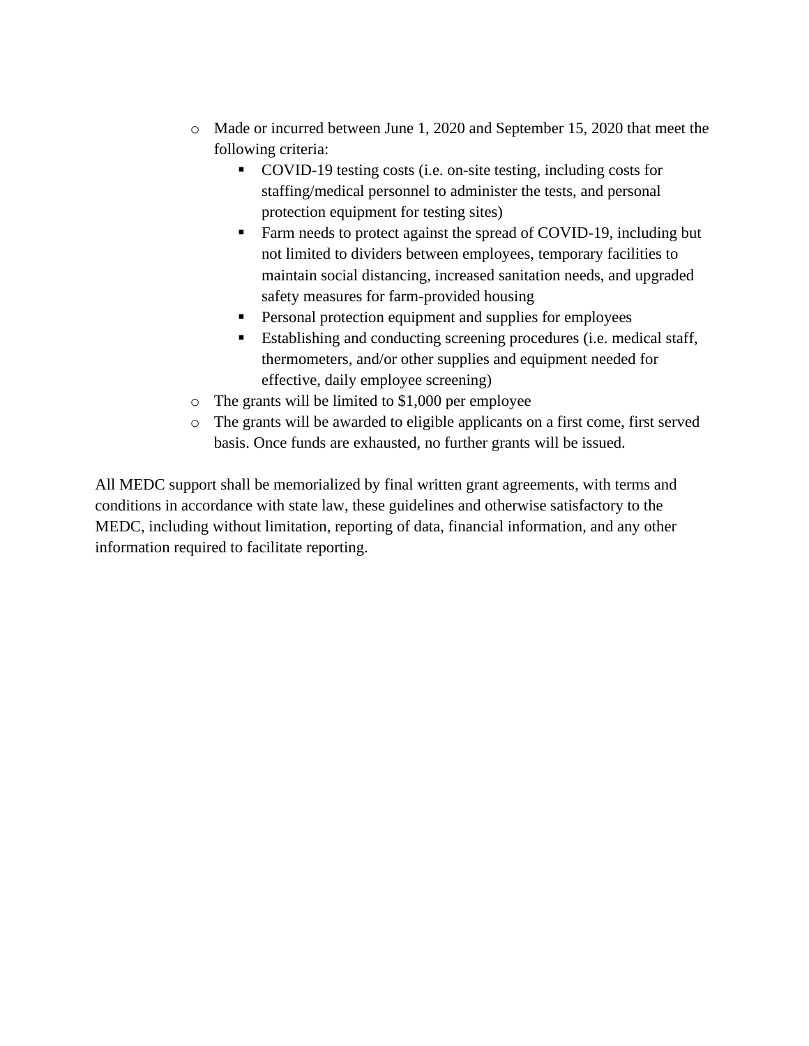- Made or incurred between June 1, 2020 and September 15, 2020 that meet the following criteria:
  - COVID-19 testing costs (i.e. on-site testing, including costs for staffing/medical personnel to administer the tests, and personal protection equipment for testing sites)
  - Farm needs to protect against the spread of COVID-19, including but not limited to dividers between employees, temporary facilities to maintain social distancing, increased sanitation needs, and upgraded safety measures for farm-provided housing
  - Personal protection equipment and supplies for employees
  - Establishing and conducting screening procedures (i.e. medical staff, thermometers, and/or other supplies and equipment needed for effective, daily employee screening)
- The grants will be limited to $1,000 per employee
- The grants will be awarded to eligible applicants on a first come, first served basis. Once funds are exhausted, no further grants will be issued.

All MEDC support shall be memorialized by final written grant agreements, with terms and conditions in accordance with state law, these guidelines and otherwise satisfactory to the MEDC, including without limitation, reporting of data, financial information, and any other information required to facilitate reporting.